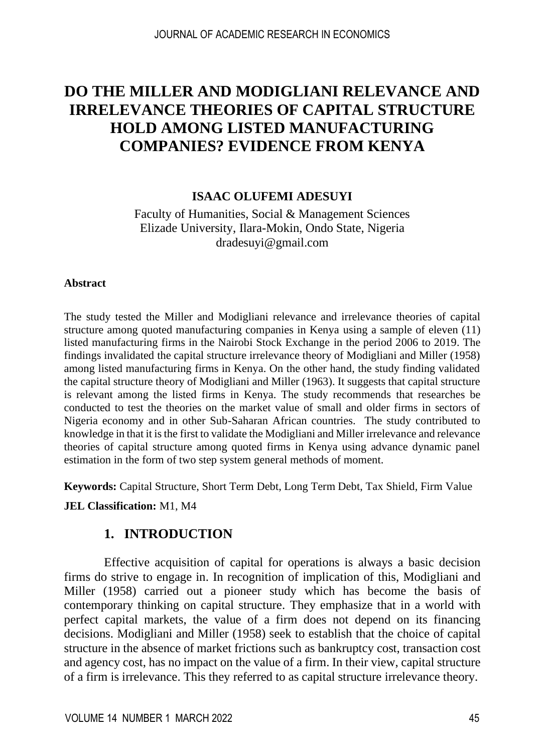# DO THE MILLER AND MODIGLIANI RELEVANCE AND IRRELEVANCE THEORIES OF CAPITAL STRUCTURE HOLD AMONG LISTED MANUFACTURING COMPANIES? EVIDENCE FROM KENYA

**ISAAC OLUFEMI ADESUYI**

Faculty of Humanities, Social & Management Sciences
Elizade University, Ilara-Mokin, Ondo State, Nigeria
dradesuyi@gmail.com

**Abstract**

The study tested the Miller and Modigliani relevance and irrelevance theories of capital structure among quoted manufacturing companies in Kenya using a sample of eleven (11) listed manufacturing firms in the Nairobi Stock Exchange in the period 2006 to 2019. The findings invalidated the capital structure irrelevance theory of Modigliani and Miller (1958) among listed manufacturing firms in Kenya. On the other hand, the study finding validated the capital structure theory of Modigliani and Miller (1963). It suggests that capital structure is relevant among the listed firms in Kenya. The study recommends that researches be conducted to test the theories on the market value of small and older firms in sectors of Nigeria economy and in other Sub-Saharan African countries. The study contributed to knowledge in that it is the first to validate the Modigliani and Miller irrelevance and relevance theories of capital structure among quoted firms in Kenya using advance dynamic panel estimation in the form of two step system general methods of moment.

**Keywords:** Capital Structure, Short Term Debt, Long Term Debt, Tax Shield, Firm Value

**JEL Classification:** M1, M4

## 1. INTRODUCTION

Effective acquisition of capital for operations is always a basic decision firms do strive to engage in. In recognition of implication of this, Modigliani and Miller (1958) carried out a pioneer study which has become the basis of contemporary thinking on capital structure. They emphasize that in a world with perfect capital markets, the value of a firm does not depend on its financing decisions. Modigliani and Miller (1958) seek to establish that the choice of capital structure in the absence of market frictions such as bankruptcy cost, transaction cost and agency cost, has no impact on the value of a firm. In their view, capital structure of a firm is irrelevance. This they referred to as capital structure irrelevance theory.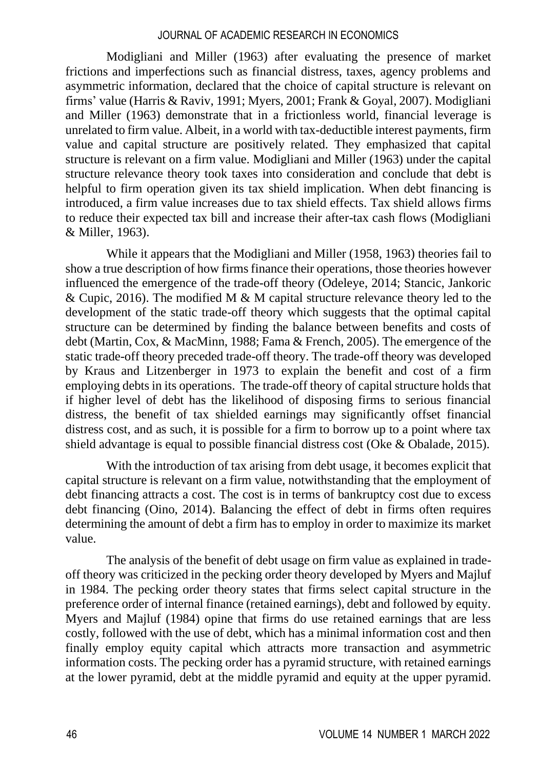Modigliani and Miller (1963) after evaluating the presence of market frictions and imperfections such as financial distress, taxes, agency problems and asymmetric information, declared that the choice of capital structure is relevant on firms' value (Harris & Raviv, 1991; Myers, 2001; Frank & Goyal, 2007). Modigliani and Miller (1963) demonstrate that in a frictionless world, financial leverage is unrelated to firm value. Albeit, in a world with tax-deductible interest payments, firm value and capital structure are positively related. They emphasized that capital structure is relevant on a firm value. Modigliani and Miller (1963) under the capital structure relevance theory took taxes into consideration and conclude that debt is helpful to firm operation given its tax shield implication. When debt financing is introduced, a firm value increases due to tax shield effects. Tax shield allows firms to reduce their expected tax bill and increase their after-tax cash flows (Modigliani & Miller, 1963).

While it appears that the Modigliani and Miller (1958, 1963) theories fail to show a true description of how firms finance their operations, those theories however influenced the emergence of the trade-off theory (Odeleye, 2014; Stancic, Jankoric & Cupic, 2016). The modified M & M capital structure relevance theory led to the development of the static trade-off theory which suggests that the optimal capital structure can be determined by finding the balance between benefits and costs of debt (Martin, Cox, & MacMinn, 1988; Fama & French, 2005). The emergence of the static trade-off theory preceded trade-off theory. The trade-off theory was developed by Kraus and Litzenberger in 1973 to explain the benefit and cost of a firm employing debts in its operations. The trade-off theory of capital structure holds that if higher level of debt has the likelihood of disposing firms to serious financial distress, the benefit of tax shielded earnings may significantly offset financial distress cost, and as such, it is possible for a firm to borrow up to a point where tax shield advantage is equal to possible financial distress cost (Oke & Obalade, 2015).

With the introduction of tax arising from debt usage, it becomes explicit that capital structure is relevant on a firm value, notwithstanding that the employment of debt financing attracts a cost. The cost is in terms of bankruptcy cost due to excess debt financing (Oino, 2014). Balancing the effect of debt in firms often requires determining the amount of debt a firm has to employ in order to maximize its market value.

The analysis of the benefit of debt usage on firm value as explained in trade-off theory was criticized in the pecking order theory developed by Myers and Majluf in 1984. The pecking order theory states that firms select capital structure in the preference order of internal finance (retained earnings), debt and followed by equity. Myers and Majluf (1984) opine that firms do use retained earnings that are less costly, followed with the use of debt, which has a minimal information cost and then finally employ equity capital which attracts more transaction and asymmetric information costs. The pecking order has a pyramid structure, with retained earnings at the lower pyramid, debt at the middle pyramid and equity at the upper pyramid.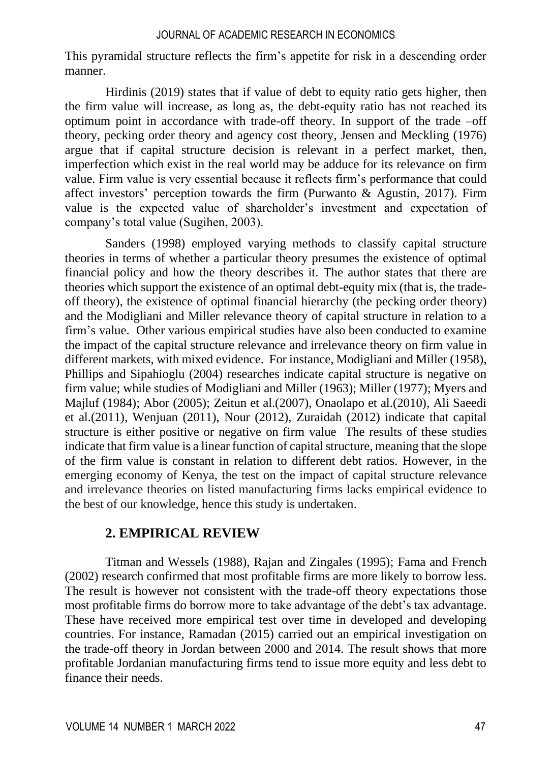This pyramidal structure reflects the firm's appetite for risk in a descending order manner.

Hirdinis (2019) states that if value of debt to equity ratio gets higher, then the firm value will increase, as long as, the debt-equity ratio has not reached its optimum point in accordance with trade-off theory. In support of the trade –off theory, pecking order theory and agency cost theory, Jensen and Meckling (1976) argue that if capital structure decision is relevant in a perfect market, then, imperfection which exist in the real world may be adduce for its relevance on firm value. Firm value is very essential because it reflects firm's performance that could affect investors' perception towards the firm (Purwanto & Agustin, 2017). Firm value is the expected value of shareholder's investment and expectation of company's total value (Sugihen, 2003).

Sanders (1998) employed varying methods to classify capital structure theories in terms of whether a particular theory presumes the existence of optimal financial policy and how the theory describes it. The author states that there are theories which support the existence of an optimal debt-equity mix (that is, the trade-off theory), the existence of optimal financial hierarchy (the pecking order theory) and the Modigliani and Miller relevance theory of capital structure in relation to a firm's value. Other various empirical studies have also been conducted to examine the impact of the capital structure relevance and irrelevance theory on firm value in different markets, with mixed evidence. For instance, Modigliani and Miller (1958), Phillips and Sipahioglu (2004) researches indicate capital structure is negative on firm value; while studies of Modigliani and Miller (1963); Miller (1977); Myers and Majluf (1984); Abor (2005); Zeitun et al.(2007), Onaolapo et al.(2010), Ali Saeedi et al.(2011), Wenjuan (2011), Nour (2012), Zuraidah (2012) indicate that capital structure is either positive or negative on firm value The results of these studies indicate that firm value is a linear function of capital structure, meaning that the slope of the firm value is constant in relation to different debt ratios. However, in the emerging economy of Kenya, the test on the impact of capital structure relevance and irrelevance theories on listed manufacturing firms lacks empirical evidence to the best of our knowledge, hence this study is undertaken.

## 2. EMPIRICAL REVIEW

Titman and Wessels (1988), Rajan and Zingales (1995); Fama and French (2002) research confirmed that most profitable firms are more likely to borrow less. The result is however not consistent with the trade-off theory expectations those most profitable firms do borrow more to take advantage of the debt's tax advantage. These have received more empirical test over time in developed and developing countries. For instance, Ramadan (2015) carried out an empirical investigation on the trade-off theory in Jordan between 2000 and 2014. The result shows that more profitable Jordanian manufacturing firms tend to issue more equity and less debt to finance their needs.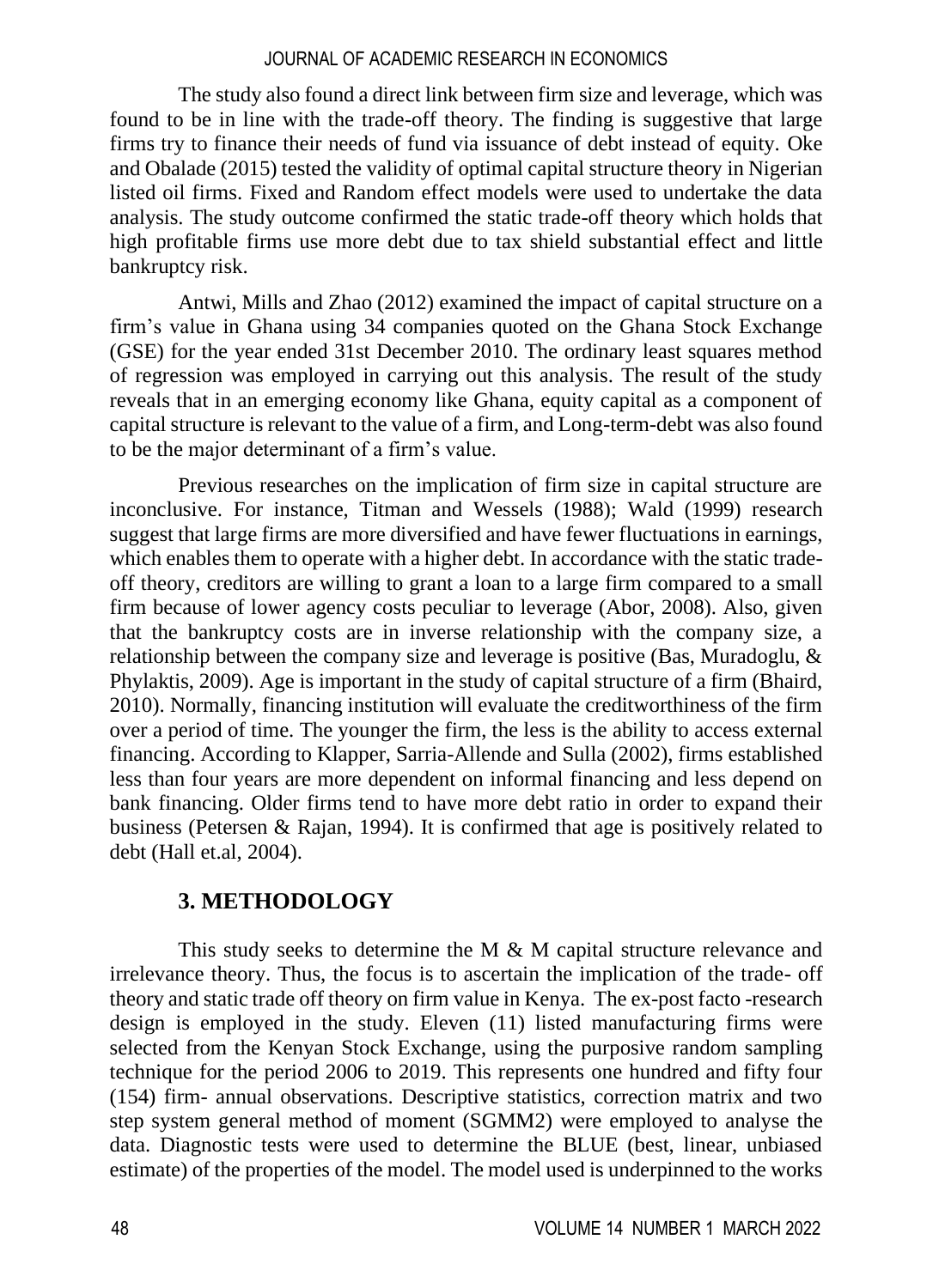The study also found a direct link between firm size and leverage, which was found to be in line with the trade-off theory. The finding is suggestive that large firms try to finance their needs of fund via issuance of debt instead of equity. Oke and Obalade (2015) tested the validity of optimal capital structure theory in Nigerian listed oil firms. Fixed and Random effect models were used to undertake the data analysis. The study outcome confirmed the static trade-off theory which holds that high profitable firms use more debt due to tax shield substantial effect and little bankruptcy risk.

Antwi, Mills and Zhao (2012) examined the impact of capital structure on a firm's value in Ghana using 34 companies quoted on the Ghana Stock Exchange (GSE) for the year ended 31st December 2010. The ordinary least squares method of regression was employed in carrying out this analysis. The result of the study reveals that in an emerging economy like Ghana, equity capital as a component of capital structure is relevant to the value of a firm, and Long-term-debt was also found to be the major determinant of a firm's value.

Previous researches on the implication of firm size in capital structure are inconclusive. For instance, Titman and Wessels (1988); Wald (1999) research suggest that large firms are more diversified and have fewer fluctuations in earnings, which enables them to operate with a higher debt. In accordance with the static trade-off theory, creditors are willing to grant a loan to a large firm compared to a small firm because of lower agency costs peculiar to leverage (Abor, 2008). Also, given that the bankruptcy costs are in inverse relationship with the company size, a relationship between the company size and leverage is positive (Bas, Muradoglu, & Phylaktis, 2009). Age is important in the study of capital structure of a firm (Bhaird, 2010). Normally, financing institution will evaluate the creditworthiness of the firm over a period of time. The younger the firm, the less is the ability to access external financing. According to Klapper, Sarria-Allende and Sulla (2002), firms established less than four years are more dependent on informal financing and less depend on bank financing. Older firms tend to have more debt ratio in order to expand their business (Petersen & Rajan, 1994). It is confirmed that age is positively related to debt (Hall et.al, 2004).

## 3. METHODOLOGY

This study seeks to determine the M & M capital structure relevance and irrelevance theory. Thus, the focus is to ascertain the implication of the trade- off theory and static trade off theory on firm value in Kenya. The ex-post facto -research design is employed in the study. Eleven (11) listed manufacturing firms were selected from the Kenyan Stock Exchange, using the purposive random sampling technique for the period 2006 to 2019. This represents one hundred and fifty four (154) firm- annual observations. Descriptive statistics, correction matrix and two step system general method of moment (SGMM2) were employed to analyse the data. Diagnostic tests were used to determine the BLUE (best, linear, unbiased estimate) of the properties of the model. The model used is underpinned to the works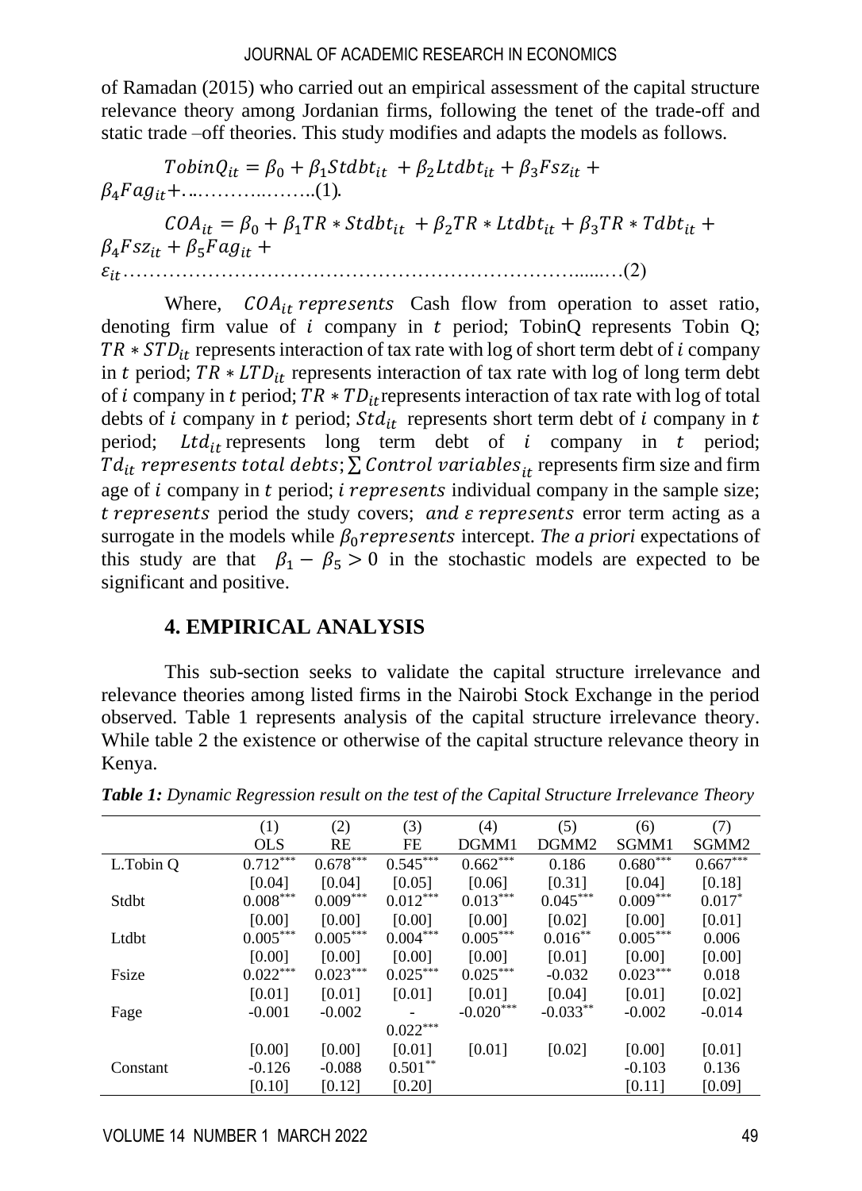of Ramadan (2015) who carried out an empirical assessment of the capital structure relevance theory among Jordanian firms, following the tenet of the trade-off and static trade –off theories. This study modifies and adapts the models as follows.

$$TobinQ_{it} = \beta_0 + \beta_1 Stdbt_{it} + \beta_2 Ltdbt_{it} + \beta_3 Fsz_{it} + \beta_4 Fag_{it} + \ldots\ldots\ldots\ldots\ldots\ldots(1)$$

$$COA_{it} = \beta_0 + \beta_1 TR * Stdbt_{it} + \beta_2 TR * Ltdbt_{it} + \beta_3 TR * Tdbt_{it} + \beta_4 Fsz_{it} + \beta_5 Fag_{it} + \varepsilon_{it} \ldots\ldots\ldots\ldots\ldots\ldots(2)$$

Where, $COA_{it}$ *represents* Cash flow from operation to asset ratio, denoting firm value of $i$ company in $t$ period; TobinQ represents Tobin Q; $TR * STD_{it}$ represents interaction of tax rate with log of short term debt of $i$ company in $t$ period; $TR * LTD_{it}$ represents interaction of tax rate with log of long term debt of $i$ company in $t$ period; $TR * TD_{it}$ represents interaction of tax rate with log of total debts of $i$ company in $t$ period; $Std_{it}$ represents short term debt of $i$ company in $t$ period; $Ltd_{it}$ represents long term debt of $i$ company in $t$ period; $Td_{it}$ *represents total debts*; $\sum Control\ variables_{it}$ represents firm size and firm age of $i$ company in $t$ period; $i$ *represents* individual company in the sample size; $t$ *represents* period the study covers; *and* $\varepsilon$ *represents* error term acting as a surrogate in the models while $\beta_0$ *represents* intercept. *The a priori* expectations of this study are that $\beta_1 - \beta_5 > 0$ in the stochastic models are expected to be significant and positive.

## 4. EMPIRICAL ANALYSIS

This sub-section seeks to validate the capital structure irrelevance and relevance theories among listed firms in the Nairobi Stock Exchange in the period observed. Table 1 represents analysis of the capital structure irrelevance theory. While table 2 the existence or otherwise of the capital structure relevance theory in Kenya.

***Table 1:*** *Dynamic Regression result on the test of the Capital Structure Irrelevance Theory*

| | (1) | (2) | (3) | (4) | (5) | (6) | (7) |
|---|---|---|---|---|---|---|---|
| | OLS | RE | FE | DGMM1 | DGMM2 | SGMM1 | SGMM2 |
| L.Tobin Q | 0.712*** | 0.678*** | 0.545*** | 0.662*** | 0.186 | 0.680*** | 0.667*** |
| | [0.04] | [0.04] | [0.05] | [0.06] | [0.31] | [0.04] | [0.18] |
| Stdbt | 0.008*** | 0.009*** | 0.012*** | 0.013*** | 0.045*** | 0.009*** | 0.017* |
| | [0.00] | [0.00] | [0.00] | [0.00] | [0.02] | [0.00] | [0.01] |
| Ltdbt | 0.005*** | 0.005*** | 0.004*** | 0.005*** | 0.016** | 0.005*** | 0.006 |
| | [0.00] | [0.00] | [0.00] | [0.00] | [0.01] | [0.00] | [0.00] |
| Fsize | 0.022*** | 0.023*** | 0.025*** | 0.025*** | -0.032 | 0.023*** | 0.018 |
| | [0.01] | [0.01] | [0.01] | [0.01] | [0.04] | [0.01] | [0.02] |
| Fage | -0.001 | -0.002 | -0.022*** | -0.020*** | -0.033** | -0.002 | -0.014 |
| | [0.00] | [0.00] | [0.01] | [0.01] | [0.02] | [0.00] | [0.01] |
| Constant | -0.126 | -0.088 | 0.501** | | | -0.103 | 0.136 |
| | [0.10] | [0.12] | [0.20] | | | [0.11] | [0.09] |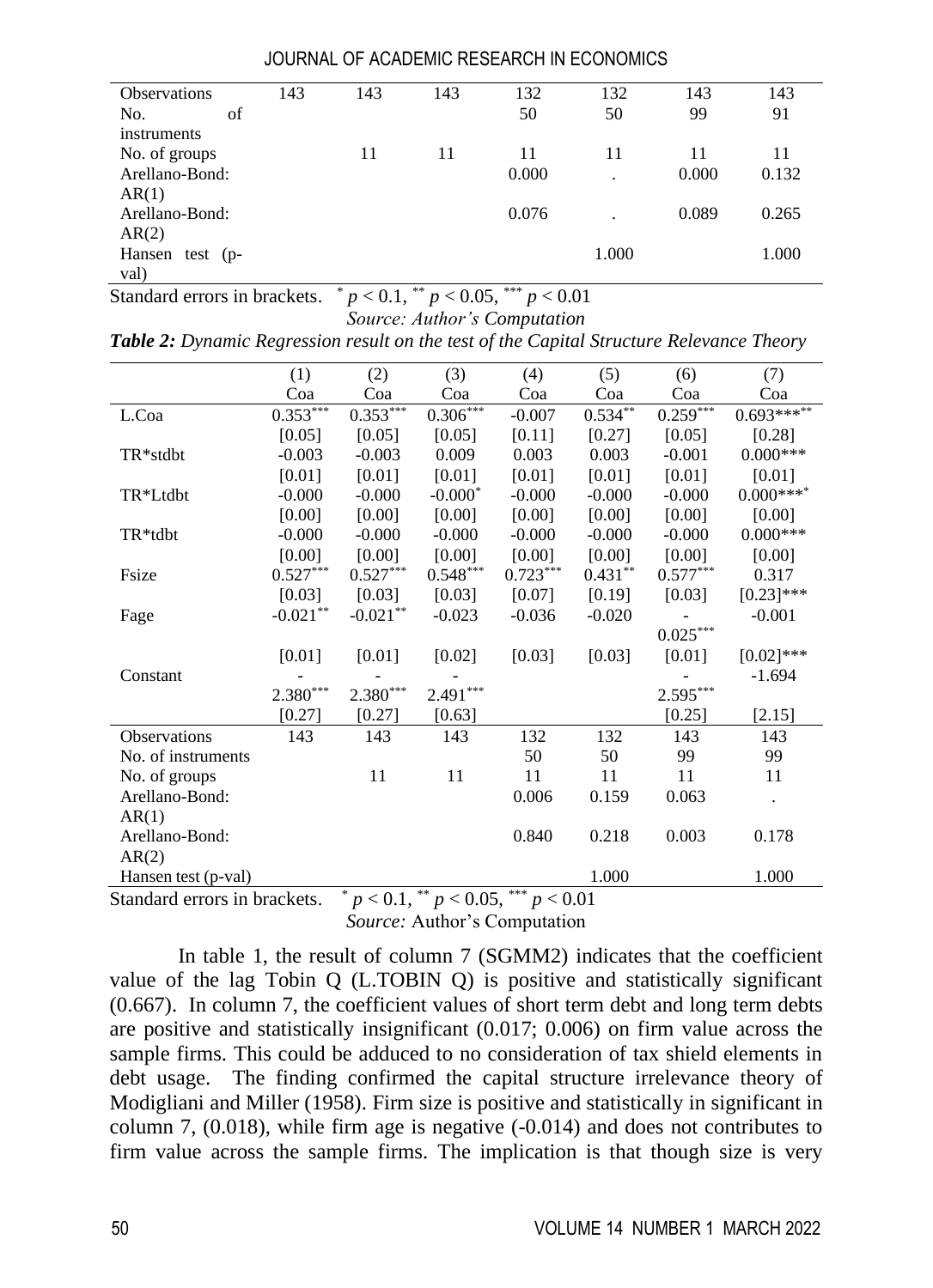| Observations | 143 | 143 | 143 | 132 | 132 | 143 | 143 |
|---|---|---|---|---|---|---|---|
| No. of instruments | | | | 50 | 50 | 99 | 91 |
| No. of groups | | 11 | 11 | 11 | 11 | 11 | 11 |
| Arellano-Bond: AR(1) | | | | 0.000 | . | 0.000 | 0.132 |
| Arellano-Bond: AR(2) | | | | 0.076 | . | 0.089 | 0.265 |
| Hansen test (p-val) | | | | | 1.000 | | 1.000 |

Standard errors in brackets. $^{*}$ $p < 0.1$, $^{**}$ $p < 0.05$, $^{***}$ $p < 0.01$

*Source: Author's Computation*

***Table 2:** Dynamic Regression result on the test of the Capital Structure Relevance Theory*

| | (1) Coa | (2) Coa | (3) Coa | (4) Coa | (5) Coa | (6) Coa | (7) Coa |
|---|---|---|---|---|---|---|---|
| L.Coa | 0.353*** | 0.353*** | 0.306*** | -0.007 | 0.534** | 0.259*** | 0.693***** |
| | [0.05] | [0.05] | [0.05] | [0.11] | [0.27] | [0.05] | [0.28] |
| TR*stdbt | -0.003 | -0.003 | 0.009 | 0.003 | 0.003 | -0.001 | 0.000*** |
| | [0.01] | [0.01] | [0.01] | [0.01] | [0.01] | [0.01] | [0.01] |
| TR*Ltdbt | -0.000 | -0.000 | -0.000* | -0.000 | -0.000 | -0.000 | 0.000**** |
| | [0.00] | [0.00] | [0.00] | [0.00] | [0.00] | [0.00] | [0.00] |
| TR*tdbt | -0.000 | -0.000 | -0.000 | -0.000 | -0.000 | -0.000 | 0.000*** |
| | [0.00] | [0.00] | [0.00] | [0.00] | [0.00] | [0.00] | [0.00] |
| Fsize | 0.527*** | 0.527*** | 0.548*** | 0.723*** | 0.431** | 0.577*** | 0.317 |
| | [0.03] | [0.03] | [0.03] | [0.07] | [0.19] | [0.03] | [0.23]*** |
| Fage | -0.021** | -0.021** | -0.023 | -0.036 | -0.020 | -0.025*** | -0.001 |
| | [0.01] | [0.01] | [0.02] | [0.03] | [0.03] | [0.01] | [0.02]*** |
| Constant | -2.380*** | -2.380*** | -2.491*** | | | -2.595*** | -1.694 |
| | [0.27] | [0.27] | [0.63] | | | [0.25] | [2.15] |
| Observations | 143 | 143 | 143 | 132 | 132 | 143 | 143 |
| No. of instruments | | | | 50 | 50 | 99 | 99 |
| No. of groups | | 11 | 11 | 11 | 11 | 11 | 11 |
| Arellano-Bond: AR(1) | | | | 0.006 | 0.159 | 0.063 | . |
| Arellano-Bond: AR(2) | | | | 0.840 | 0.218 | 0.003 | 0.178 |
| Hansen test (p-val) | | | | | 1.000 | | 1.000 |

Standard errors in brackets. $^{*}$ $p < 0.1$, $^{**}$ $p < 0.05$, $^{***}$ $p < 0.01$

*Source:* Author's Computation

In table 1, the result of column 7 (SGMM2) indicates that the coefficient value of the lag Tobin Q (L.TOBIN Q) is positive and statistically significant (0.667). In column 7, the coefficient values of short term debt and long term debts are positive and statistically insignificant (0.017; 0.006) on firm value across the sample firms. This could be adduced to no consideration of tax shield elements in debt usage. The finding confirmed the capital structure irrelevance theory of Modigliani and Miller (1958). Firm size is positive and statistically in significant in column 7, (0.018), while firm age is negative (-0.014) and does not contributes to firm value across the sample firms. The implication is that though size is very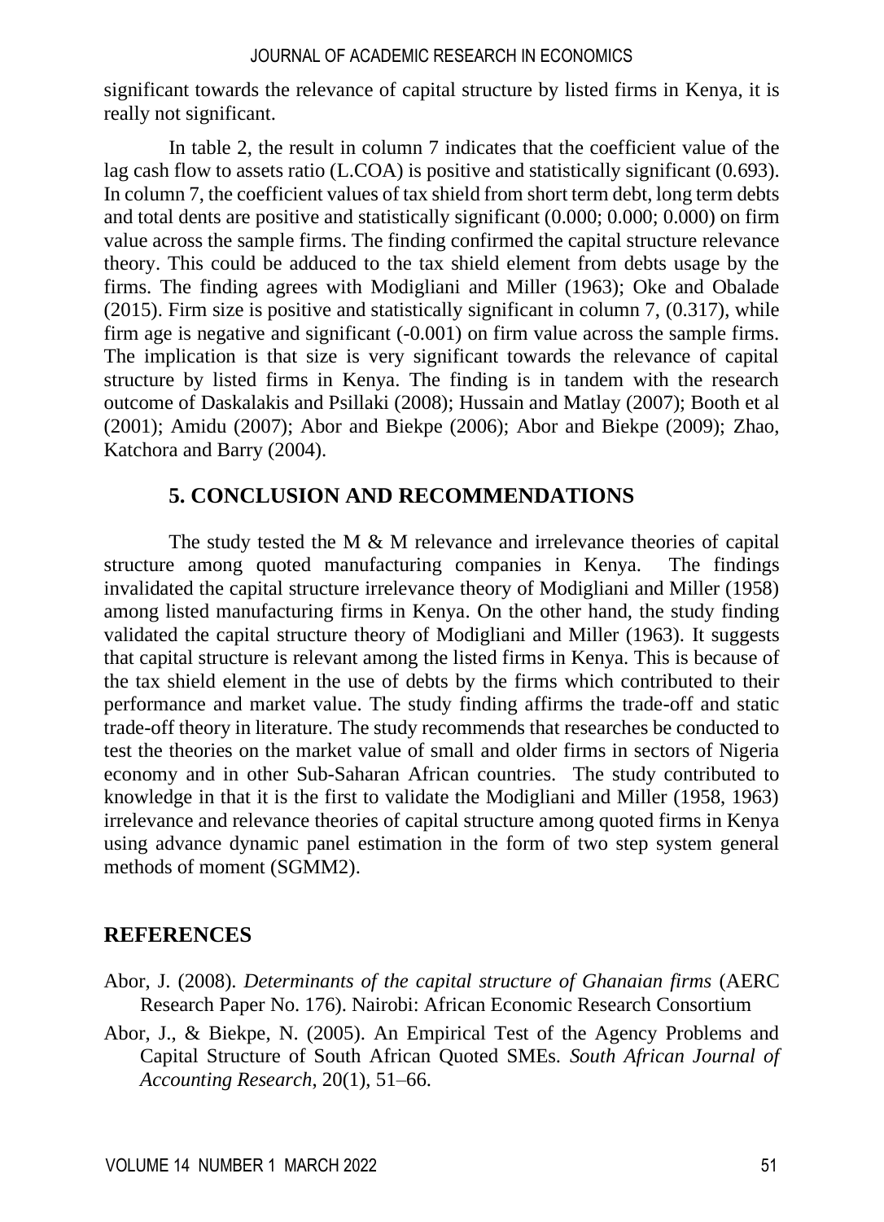significant towards the relevance of capital structure by listed firms in Kenya, it is really not significant.

In table 2, the result in column 7 indicates that the coefficient value of the lag cash flow to assets ratio (L.COA) is positive and statistically significant (0.693). In column 7, the coefficient values of tax shield from short term debt, long term debts and total dents are positive and statistically significant (0.000; 0.000; 0.000) on firm value across the sample firms. The finding confirmed the capital structure relevance theory. This could be adduced to the tax shield element from debts usage by the firms. The finding agrees with Modigliani and Miller (1963); Oke and Obalade (2015). Firm size is positive and statistically significant in column 7, (0.317), while firm age is negative and significant (-0.001) on firm value across the sample firms. The implication is that size is very significant towards the relevance of capital structure by listed firms in Kenya. The finding is in tandem with the research outcome of Daskalakis and Psillaki (2008); Hussain and Matlay (2007); Booth et al (2001); Amidu (2007); Abor and Biekpe (2006); Abor and Biekpe (2009); Zhao, Katchora and Barry (2004).

## 5. CONCLUSION AND RECOMMENDATIONS

The study tested the M & M relevance and irrelevance theories of capital structure among quoted manufacturing companies in Kenya. The findings invalidated the capital structure irrelevance theory of Modigliani and Miller (1958) among listed manufacturing firms in Kenya. On the other hand, the study finding validated the capital structure theory of Modigliani and Miller (1963). It suggests that capital structure is relevant among the listed firms in Kenya. This is because of the tax shield element in the use of debts by the firms which contributed to their performance and market value. The study finding affirms the trade-off and static trade-off theory in literature. The study recommends that researches be conducted to test the theories on the market value of small and older firms in sectors of Nigeria economy and in other Sub-Saharan African countries. The study contributed to knowledge in that it is the first to validate the Modigliani and Miller (1958, 1963) irrelevance and relevance theories of capital structure among quoted firms in Kenya using advance dynamic panel estimation in the form of two step system general methods of moment (SGMM2).

## REFERENCES

Abor, J. (2008). *Determinants of the capital structure of Ghanaian firms* (AERC Research Paper No. 176). Nairobi: African Economic Research Consortium

Abor, J., & Biekpe, N. (2005). An Empirical Test of the Agency Problems and Capital Structure of South African Quoted SMEs. *South African Journal of Accounting Research*, 20(1), 51–66.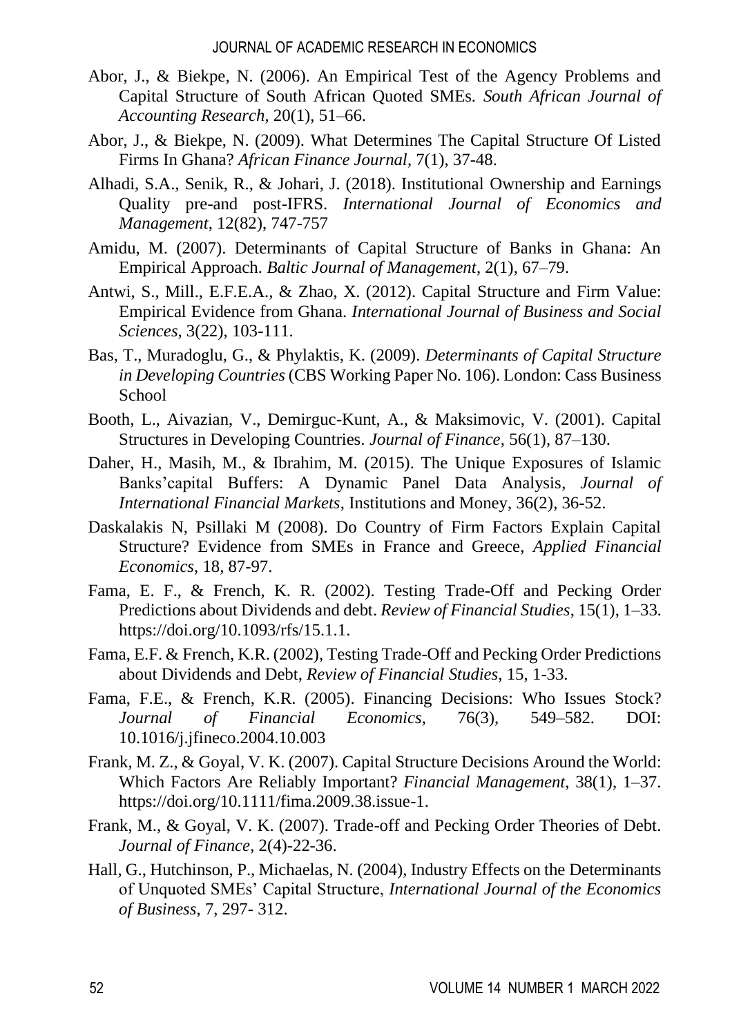Abor, J., & Biekpe, N. (2006). An Empirical Test of the Agency Problems and Capital Structure of South African Quoted SMEs. *South African Journal of Accounting Research*, 20(1), 51–66.

Abor, J., & Biekpe, N. (2009). What Determines The Capital Structure Of Listed Firms In Ghana? *African Finance Journal*, 7(1), 37-48.

Alhadi, S.A., Senik, R., & Johari, J. (2018). Institutional Ownership and Earnings Quality pre-and post-IFRS. *International Journal of Economics and Management*, 12(82), 747-757

Amidu, M. (2007). Determinants of Capital Structure of Banks in Ghana: An Empirical Approach. *Baltic Journal of Management*, 2(1), 67–79.

Antwi, S., Mill., E.F.E.A., & Zhao, X. (2012). Capital Structure and Firm Value: Empirical Evidence from Ghana. *International Journal of Business and Social Sciences*, 3(22), 103-111.

Bas, T., Muradoglu, G., & Phylaktis, K. (2009). *Determinants of Capital Structure in Developing Countries* (CBS Working Paper No. 106). London: Cass Business School

Booth, L., Aivazian, V., Demirguc-Kunt, A., & Maksimovic, V. (2001). Capital Structures in Developing Countries. *Journal of Finance*, 56(1), 87–130.

Daher, H., Masih, M., & Ibrahim, M. (2015). The Unique Exposures of Islamic Banks'capital Buffers: A Dynamic Panel Data Analysis, *Journal of International Financial Markets*, Institutions and Money, 36(2), 36-52.

Daskalakis N, Psillaki M (2008). Do Country of Firm Factors Explain Capital Structure? Evidence from SMEs in France and Greece, *Applied Financial Economics*, 18, 87-97.

Fama, E. F., & French, K. R. (2002). Testing Trade-Off and Pecking Order Predictions about Dividends and debt. *Review of Financial Studies*, 15(1), 1–33. https://doi.org/10.1093/rfs/15.1.1.

Fama, E.F. & French, K.R. (2002), Testing Trade-Off and Pecking Order Predictions about Dividends and Debt, *Review of Financial Studies*, 15, 1-33.

Fama, F.E., & French, K.R. (2005). Financing Decisions: Who Issues Stock? *Journal of Financial Economics*, 76(3), 549–582. DOI: 10.1016/j.jfineco.2004.10.003

Frank, M. Z., & Goyal, V. K. (2007). Capital Structure Decisions Around the World: Which Factors Are Reliably Important? *Financial Management*, 38(1), 1–37. https://doi.org/10.1111/fima.2009.38.issue-1.

Frank, M., & Goyal, V. K. (2007). Trade-off and Pecking Order Theories of Debt. *Journal of Finance*, 2(4)-22-36.

Hall, G., Hutchinson, P., Michaelas, N. (2004), Industry Effects on the Determinants of Unquoted SMEs' Capital Structure, *International Journal of the Economics of Business*, 7, 297- 312.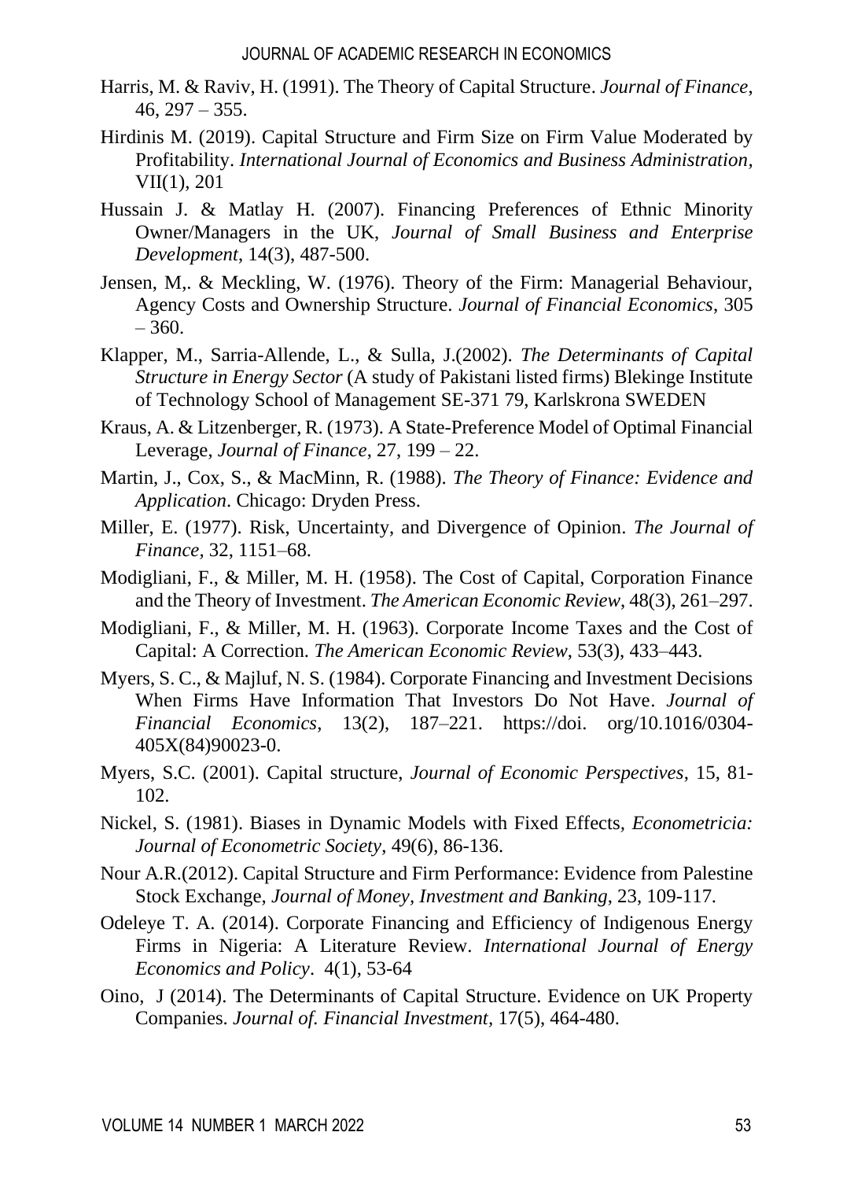Harris, M. & Raviv, H. (1991). The Theory of Capital Structure. *Journal of Finance*, 46, 297 – 355.

Hirdinis M. (2019). Capital Structure and Firm Size on Firm Value Moderated by Profitability. *International Journal of Economics and Business Administration*, VII(1), 201

Hussain J. & Matlay H. (2007). Financing Preferences of Ethnic Minority Owner/Managers in the UK, *Journal of Small Business and Enterprise Development*, 14(3), 487-500.

Jensen, M,. & Meckling, W. (1976). Theory of the Firm: Managerial Behaviour, Agency Costs and Ownership Structure. *Journal of Financial Economics*, 305 – 360.

Klapper, M., Sarria-Allende, L., & Sulla, J.(2002). *The Determinants of Capital Structure in Energy Sector* (A study of Pakistani listed firms) Blekinge Institute of Technology School of Management SE-371 79, Karlskrona SWEDEN

Kraus, A. & Litzenberger, R. (1973). A State-Preference Model of Optimal Financial Leverage, *Journal of Finance*, 27, 199 – 22.

Martin, J., Cox, S., & MacMinn, R. (1988). *The Theory of Finance: Evidence and Application*. Chicago: Dryden Press.

Miller, E. (1977). Risk, Uncertainty, and Divergence of Opinion. *The Journal of Finance*, 32, 1151–68.

Modigliani, F., & Miller, M. H. (1958). The Cost of Capital, Corporation Finance and the Theory of Investment. *The American Economic Review*, 48(3), 261–297.

Modigliani, F., & Miller, M. H. (1963). Corporate Income Taxes and the Cost of Capital: A Correction. *The American Economic Review*, 53(3), 433–443.

Myers, S. C., & Majluf, N. S. (1984). Corporate Financing and Investment Decisions When Firms Have Information That Investors Do Not Have. *Journal of Financial Economics*, 13(2), 187–221. https://doi. org/10.1016/0304-405X(84)90023-0.

Myers, S.C. (2001). Capital structure, *Journal of Economic Perspectives*, 15, 81-102.

Nickel, S. (1981). Biases in Dynamic Models with Fixed Effects, *Econometricia: Journal of Econometric Society*, 49(6), 86-136.

Nour A.R.(2012). Capital Structure and Firm Performance: Evidence from Palestine Stock Exchange, *Journal of Money, Investment and Banking*, 23, 109-117.

Odeleye T. A. (2014). Corporate Financing and Efficiency of Indigenous Energy Firms in Nigeria: A Literature Review. *International Journal of Energy Economics and Policy*. 4(1), 53-64

Oino, J (2014). The Determinants of Capital Structure. Evidence on UK Property Companies. *Journal of. Financial Investment*, 17(5), 464-480.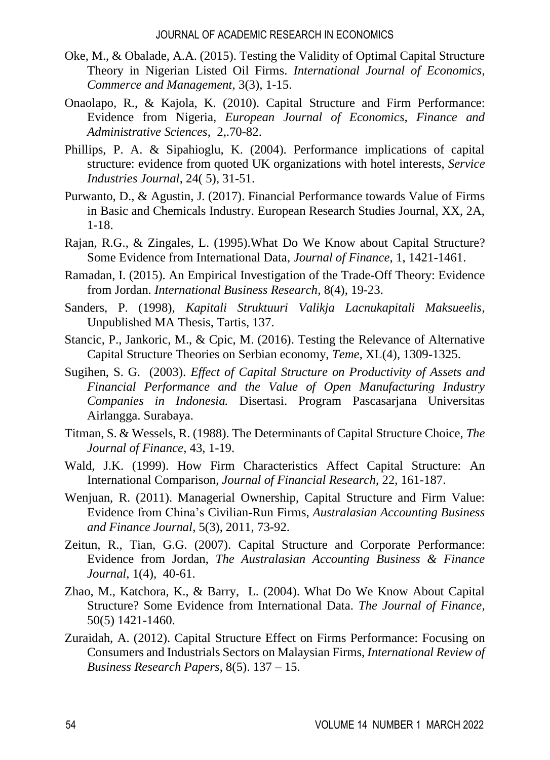Oke, M., & Obalade, A.A. (2015). Testing the Validity of Optimal Capital Structure Theory in Nigerian Listed Oil Firms. *International Journal of Economics, Commerce and Management*, 3(3), 1-15.

Onaolapo, R., & Kajola, K. (2010). Capital Structure and Firm Performance: Evidence from Nigeria, *European Journal of Economics, Finance and Administrative Sciences*, 2,.70-82.

Phillips, P. A. & Sipahioglu, K. (2004). Performance implications of capital structure: evidence from quoted UK organizations with hotel interests, *Service Industries Journal*, 24( 5), 31-51.

Purwanto, D., & Agustin, J. (2017). Financial Performance towards Value of Firms in Basic and Chemicals Industry. European Research Studies Journal, XX, 2A, 1-18.

Rajan, R.G., & Zingales, L. (1995).What Do We Know about Capital Structure? Some Evidence from International Data, *Journal of Finance*, 1, 1421-1461.

Ramadan, I. (2015). An Empirical Investigation of the Trade-Off Theory: Evidence from Jordan. *International Business Research*, 8(4), 19-23.

Sanders, P. (1998), *Kapitali Struktuuri Valikja Lacnukapitali Maksueelis*, Unpublished MA Thesis, Tartis, 137.

Stancic, P., Jankoric, M., & Cpic, M. (2016). Testing the Relevance of Alternative Capital Structure Theories on Serbian economy, *Teme*, XL(4), 1309-1325.

Sugihen, S. G. (2003). *Effect of Capital Structure on Productivity of Assets and Financial Performance and the Value of Open Manufacturing Industry Companies in Indonesia.* Disertasi. Program Pascasarjana Universitas Airlangga. Surabaya.

Titman, S. & Wessels, R. (1988). The Determinants of Capital Structure Choice, *The Journal of Finance*, 43, 1-19.

Wald, J.K. (1999). How Firm Characteristics Affect Capital Structure: An International Comparison, *Journal of Financial Research*, 22, 161-187.

Wenjuan, R. (2011). Managerial Ownership, Capital Structure and Firm Value: Evidence from China's Civilian-Run Firms, *Australasian Accounting Business and Finance Journal*, 5(3), 2011, 73-92.

Zeitun, R., Tian, G.G. (2007). Capital Structure and Corporate Performance: Evidence from Jordan, *The Australasian Accounting Business & Finance Journal*, 1(4), 40-61.

Zhao, M., Katchora, K., & Barry, L. (2004). What Do We Know About Capital Structure? Some Evidence from International Data. *The Journal of Finance*, 50(5) 1421-1460.

Zuraidah, A. (2012). Capital Structure Effect on Firms Performance: Focusing on Consumers and Industrials Sectors on Malaysian Firms, *International Review of Business Research Papers*, 8(5). 137 – 15.